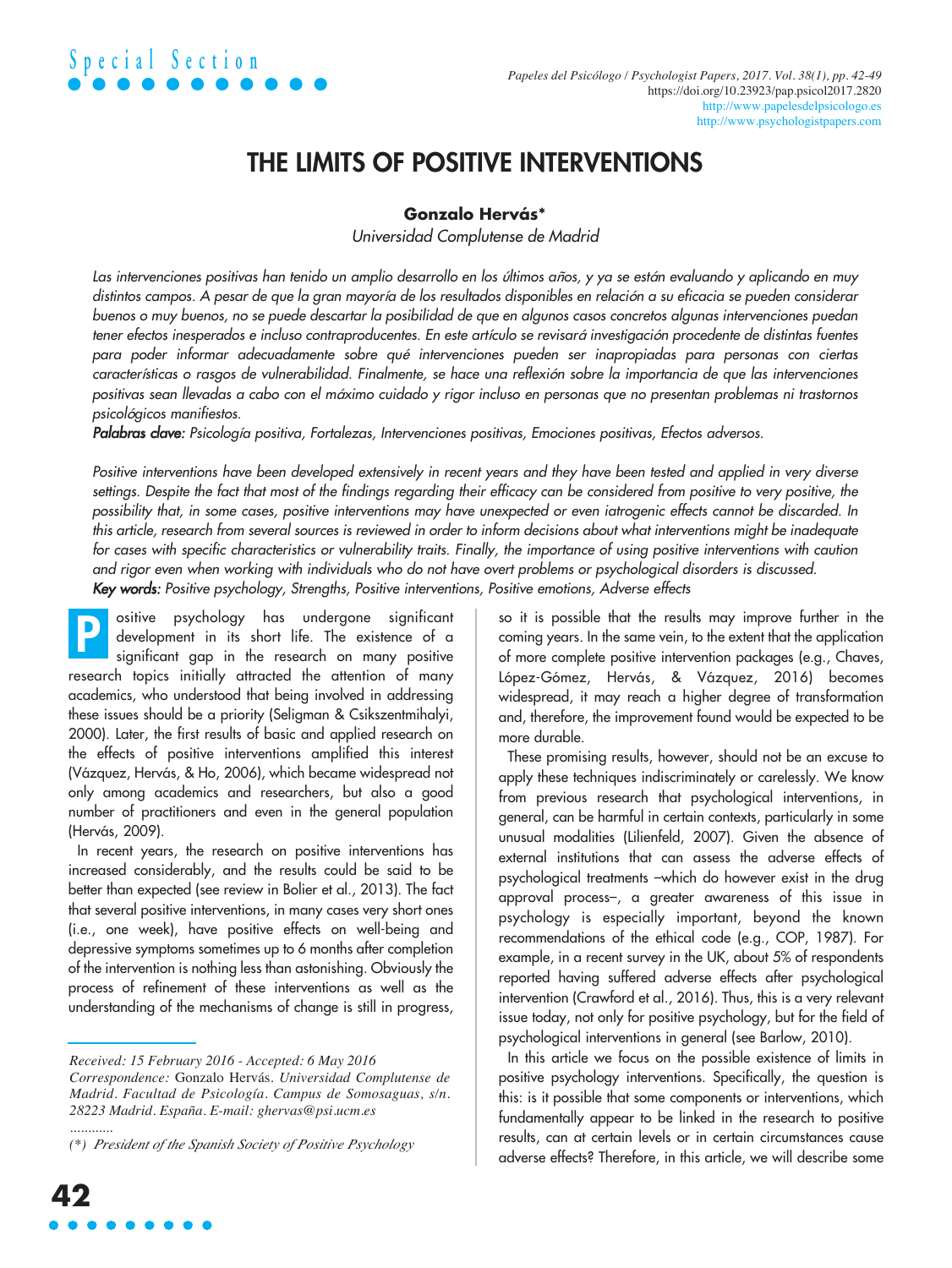Special Section

# THE LIMITS OF POSITIVE INTERVENTIONS

**Gonzalo Hervás***

*Universidad Complutense de Madrid*

*Las intervenciones positivas han tenido un amplio desarrollo en los últimos años, y ya se están evaluando y aplicando en muy distintos campos. A pesar de que la gran mayoría de los resultados disponibles en relación a su eficacia se pueden considerar buenos o muy buenos, no se puede descartar la posibilidad de que en algunos casos concretos algunas intervenciones puedan tener efectos inesperados e incluso contraproducentes. En este artículo se revisará investigación procedente de distintas fuentes para poder informar adecuadamente sobre qué intervenciones pueden ser inapropiadas para personas con ciertas características o rasgos de vulnerabilidad. Finalmente, se hace una reflexión sobre la importancia de que las intervenciones positivas sean llevadas a cabo con el máximo cuidado y rigor incluso en personas que no presentan problemas ni trastornos psicológicos manifiestos.*

***Palabras clave:*** *Psicología positiva, Fortalezas, Intervenciones positivas, Emociones positivas, Efectos adversos.*

*Positive interventions have been developed extensively in recent years and they have been tested and applied in very diverse settings. Despite the fact that most of the findings regarding their efficacy can be considered from positive to very positive, the possibility that, in some cases, positive interventions may have unexpected or even iatrogenic effects cannot be discarded. In this article, research from several sources is reviewed in order to inform decisions about what interventions might be inadequate for cases with specific characteristics or vulnerability traits. Finally, the importance of using positive interventions with caution and rigor even when working with individuals who do not have overt problems or psychological disorders is discussed.*

***Key words:*** *Positive psychology, Strengths, Positive interventions, Positive emotions, Adverse effects*

Positive psychology has undergone significant development in its short life. The existence of a significant gap in the research on many positive research topics initially attracted the attention of many academics, who understood that being involved in addressing these issues should be a priority (Seligman & Csikszentmihalyi, 2000). Later, the first results of basic and applied research on the effects of positive interventions amplified this interest (Vázquez, Hervás, & Ho, 2006), which became widespread not only among academics and researchers, but also a good number of practitioners and even in the general population (Hervás, 2009).

In recent years, the research on positive interventions has increased considerably, and the results could be said to be better than expected (see review in Bolier et al., 2013). The fact that several positive interventions, in many cases very short ones (i.e., one week), have positive effects on well-being and depressive symptoms sometimes up to 6 months after completion of the intervention is nothing less than astonishing. Obviously the process of refinement of these interventions as well as the understanding of the mechanisms of change is still in progress, so it is possible that the results may improve further in the coming years. In the same vein, to the extent that the application of more complete positive intervention packages (e.g., Chaves, López-Gómez, Hervás, & Vázquez, 2016) becomes widespread, it may reach a higher degree of transformation and, therefore, the improvement found would be expected to be more durable.

These promising results, however, should not be an excuse to apply these techniques indiscriminately or carelessly. We know from previous research that psychological interventions, in general, can be harmful in certain contexts, particularly in some unusual modalities (Lilienfeld, 2007). Given the absence of external institutions that can assess the adverse effects of psychological treatments –which do however exist in the drug approval process–, a greater awareness of this issue in psychology is especially important, beyond the known recommendations of the ethical code (e.g., COP, 1987). For example, in a recent survey in the UK, about 5% of respondents reported having suffered adverse effects after psychological intervention (Crawford et al., 2016). Thus, this is a very relevant issue today, not only for positive psychology, but for the field of psychological interventions in general (see Barlow, 2010).

In this article we focus on the possible existence of limits in positive psychology interventions. Specifically, the question is this: is it possible that some components or interventions, which fundamentally appear to be linked in the research to positive results, can at certain levels or in certain circumstances cause adverse effects? Therefore, in this article, we will describe some

---

*Received: 15 February 2016 - Accepted: 6 May 2016*

*Correspondence:* Gonzalo Hervás. *Universidad Complutense de Madrid. Facultad de Psicología. Campus de Somosaguas, s/n. 28223 Madrid. España. E-mail: ghervas@psi.ucm.es*

*(\*) President of the Spanish Society of Positive Psychology*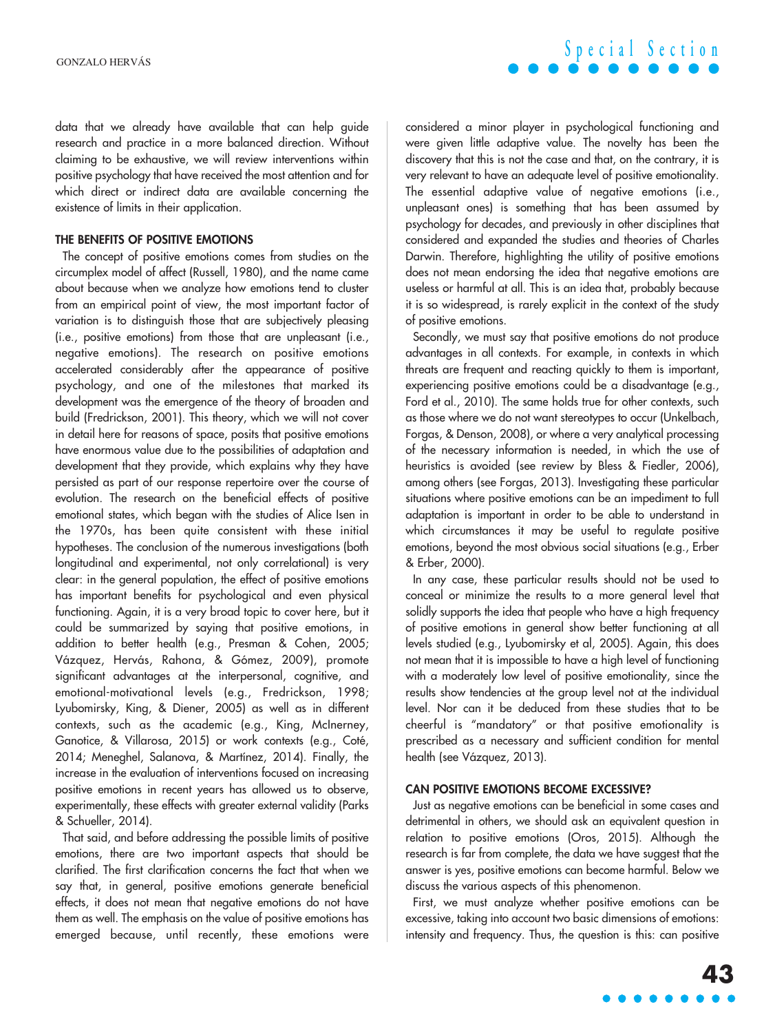data that we already have available that can help guide research and practice in a more balanced direction. Without claiming to be exhaustive, we will review interventions within positive psychology that have received the most attention and for which direct or indirect data are available concerning the existence of limits in their application.

## THE BENEFITS OF POSITIVE EMOTIONS

The concept of positive emotions comes from studies on the circumplex model of affect (Russell, 1980), and the name came about because when we analyze how emotions tend to cluster from an empirical point of view, the most important factor of variation is to distinguish those that are subjectively pleasing (i.e., positive emotions) from those that are unpleasant (i.e., negative emotions). The research on positive emotions accelerated considerably after the appearance of positive psychology, and one of the milestones that marked its development was the emergence of the theory of broaden and build (Fredrickson, 2001). This theory, which we will not cover in detail here for reasons of space, posits that positive emotions have enormous value due to the possibilities of adaptation and development that they provide, which explains why they have persisted as part of our response repertoire over the course of evolution. The research on the beneficial effects of positive emotional states, which began with the studies of Alice Isen in the 1970s, has been quite consistent with these initial hypotheses. The conclusion of the numerous investigations (both longitudinal and experimental, not only correlational) is very clear: in the general population, the effect of positive emotions has important benefits for psychological and even physical functioning. Again, it is a very broad topic to cover here, but it could be summarized by saying that positive emotions, in addition to better health (e.g., Presman & Cohen, 2005; Vázquez, Hervás, Rahona, & Gómez, 2009), promote significant advantages at the interpersonal, cognitive, and emotional-motivational levels (e.g., Fredrickson, 1998; Lyubomirsky, King, & Diener, 2005) as well as in different contexts, such as the academic (e.g., King, McInerney, Ganotice, & Villarosa, 2015) or work contexts (e.g., Coté, 2014; Meneghel, Salanova, & Martínez, 2014). Finally, the increase in the evaluation of interventions focused on increasing positive emotions in recent years has allowed us to observe, experimentally, these effects with greater external validity (Parks & Schueller, 2014).

That said, and before addressing the possible limits of positive emotions, there are two important aspects that should be clarified. The first clarification concerns the fact that when we say that, in general, positive emotions generate beneficial effects, it does not mean that negative emotions do not have them as well. The emphasis on the value of positive emotions has emerged because, until recently, these emotions were considered a minor player in psychological functioning and were given little adaptive value. The novelty has been the discovery that this is not the case and that, on the contrary, it is very relevant to have an adequate level of positive emotionality. The essential adaptive value of negative emotions (i.e., unpleasant ones) is something that has been assumed by psychology for decades, and previously in other disciplines that considered and expanded the studies and theories of Charles Darwin. Therefore, highlighting the utility of positive emotions does not mean endorsing the idea that negative emotions are useless or harmful at all. This is an idea that, probably because it is so widespread, is rarely explicit in the context of the study of positive emotions.

Secondly, we must say that positive emotions do not produce advantages in all contexts. For example, in contexts in which threats are frequent and reacting quickly to them is important, experiencing positive emotions could be a disadvantage (e.g., Ford et al., 2010). The same holds true for other contexts, such as those where we do not want stereotypes to occur (Unkelbach, Forgas, & Denson, 2008), or where a very analytical processing of the necessary information is needed, in which the use of heuristics is avoided (see review by Bless & Fiedler, 2006), among others (see Forgas, 2013). Investigating these particular situations where positive emotions can be an impediment to full adaptation is important in order to be able to understand in which circumstances it may be useful to regulate positive emotions, beyond the most obvious social situations (e.g., Erber & Erber, 2000).

In any case, these particular results should not be used to conceal or minimize the results to a more general level that solidly supports the idea that people who have a high frequency of positive emotions in general show better functioning at all levels studied (e.g., Lyubomirsky et al, 2005). Again, this does not mean that it is impossible to have a high level of functioning with a moderately low level of positive emotionality, since the results show tendencies at the group level not at the individual level. Nor can it be deduced from these studies that to be cheerful is "mandatory" or that positive emotionality is prescribed as a necessary and sufficient condition for mental health (see Vázquez, 2013).

## CAN POSITIVE EMOTIONS BECOME EXCESSIVE?

Just as negative emotions can be beneficial in some cases and detrimental in others, we should ask an equivalent question in relation to positive emotions (Oros, 2015). Although the research is far from complete, the data we have suggest that the answer is yes, positive emotions can become harmful. Below we discuss the various aspects of this phenomenon.

First, we must analyze whether positive emotions can be excessive, taking into account two basic dimensions of emotions: intensity and frequency. Thus, the question is this: can positive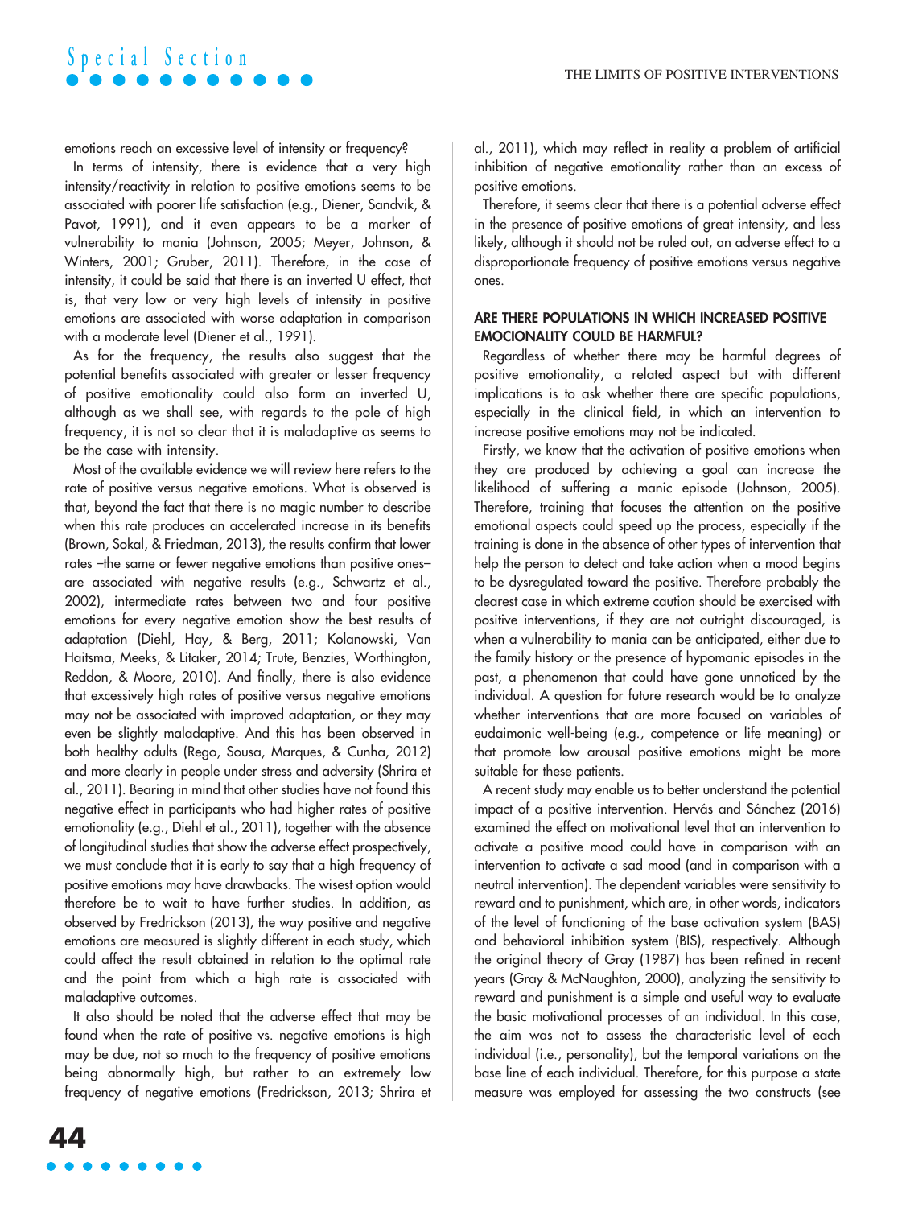emotions reach an excessive level of intensity or frequency?

In terms of intensity, there is evidence that a very high intensity/reactivity in relation to positive emotions seems to be associated with poorer life satisfaction (e.g., Diener, Sandvik, & Pavot, 1991), and it even appears to be a marker of vulnerability to mania (Johnson, 2005; Meyer, Johnson, & Winters, 2001; Gruber, 2011). Therefore, in the case of intensity, it could be said that there is an inverted U effect, that is, that very low or very high levels of intensity in positive emotions are associated with worse adaptation in comparison with a moderate level (Diener et al., 1991).

As for the frequency, the results also suggest that the potential benefits associated with greater or lesser frequency of positive emotionality could also form an inverted U, although as we shall see, with regards to the pole of high frequency, it is not so clear that it is maladaptive as seems to be the case with intensity.

Most of the available evidence we will review here refers to the rate of positive versus negative emotions. What is observed is that, beyond the fact that there is no magic number to describe when this rate produces an accelerated increase in its benefits (Brown, Sokal, & Friedman, 2013), the results confirm that lower rates –the same or fewer negative emotions than positive ones– are associated with negative results (e.g., Schwartz et al., 2002), intermediate rates between two and four positive emotions for every negative emotion show the best results of adaptation (Diehl, Hay, & Berg, 2011; Kolanowski, Van Haitsma, Meeks, & Litaker, 2014; Trute, Benzies, Worthington, Reddon, & Moore, 2010). And finally, there is also evidence that excessively high rates of positive versus negative emotions may not be associated with improved adaptation, or they may even be slightly maladaptive. And this has been observed in both healthy adults (Rego, Sousa, Marques, & Cunha, 2012) and more clearly in people under stress and adversity (Shrira et al., 2011). Bearing in mind that other studies have not found this negative effect in participants who had higher rates of positive emotionality (e.g., Diehl et al., 2011), together with the absence of longitudinal studies that show the adverse effect prospectively, we must conclude that it is early to say that a high frequency of positive emotions may have drawbacks. The wisest option would therefore be to wait to have further studies. In addition, as observed by Fredrickson (2013), the way positive and negative emotions are measured is slightly different in each study, which could affect the result obtained in relation to the optimal rate and the point from which a high rate is associated with maladaptive outcomes.

It also should be noted that the adverse effect that may be found when the rate of positive vs. negative emotions is high may be due, not so much to the frequency of positive emotions being abnormally high, but rather to an extremely low frequency of negative emotions (Fredrickson, 2013; Shrira et al., 2011), which may reflect in reality a problem of artificial inhibition of negative emotionality rather than an excess of positive emotions.

Therefore, it seems clear that there is a potential adverse effect in the presence of positive emotions of great intensity, and less likely, although it should not be ruled out, an adverse effect to a disproportionate frequency of positive emotions versus negative ones.

## ARE THERE POPULATIONS IN WHICH INCREASED POSITIVE EMOCIONALITY COULD BE HARMFUL?

Regardless of whether there may be harmful degrees of positive emotionality, a related aspect but with different implications is to ask whether there are specific populations, especially in the clinical field, in which an intervention to increase positive emotions may not be indicated.

Firstly, we know that the activation of positive emotions when they are produced by achieving a goal can increase the likelihood of suffering a manic episode (Johnson, 2005). Therefore, training that focuses the attention on the positive emotional aspects could speed up the process, especially if the training is done in the absence of other types of intervention that help the person to detect and take action when a mood begins to be dysregulated toward the positive. Therefore probably the clearest case in which extreme caution should be exercised with positive interventions, if they are not outright discouraged, is when a vulnerability to mania can be anticipated, either due to the family history or the presence of hypomanic episodes in the past, a phenomenon that could have gone unnoticed by the individual. A question for future research would be to analyze whether interventions that are more focused on variables of eudaimonic well-being (e.g., competence or life meaning) or that promote low arousal positive emotions might be more suitable for these patients.

A recent study may enable us to better understand the potential impact of a positive intervention. Hervás and Sánchez (2016) examined the effect on motivational level that an intervention to activate a positive mood could have in comparison with an intervention to activate a sad mood (and in comparison with a neutral intervention). The dependent variables were sensitivity to reward and to punishment, which are, in other words, indicators of the level of functioning of the base activation system (BAS) and behavioral inhibition system (BIS), respectively. Although the original theory of Gray (1987) has been refined in recent years (Gray & McNaughton, 2000), analyzing the sensitivity to reward and punishment is a simple and useful way to evaluate the basic motivational processes of an individual. In this case, the aim was not to assess the characteristic level of each individual (i.e., personality), but the temporal variations on the base line of each individual. Therefore, for this purpose a state measure was employed for assessing the two constructs (see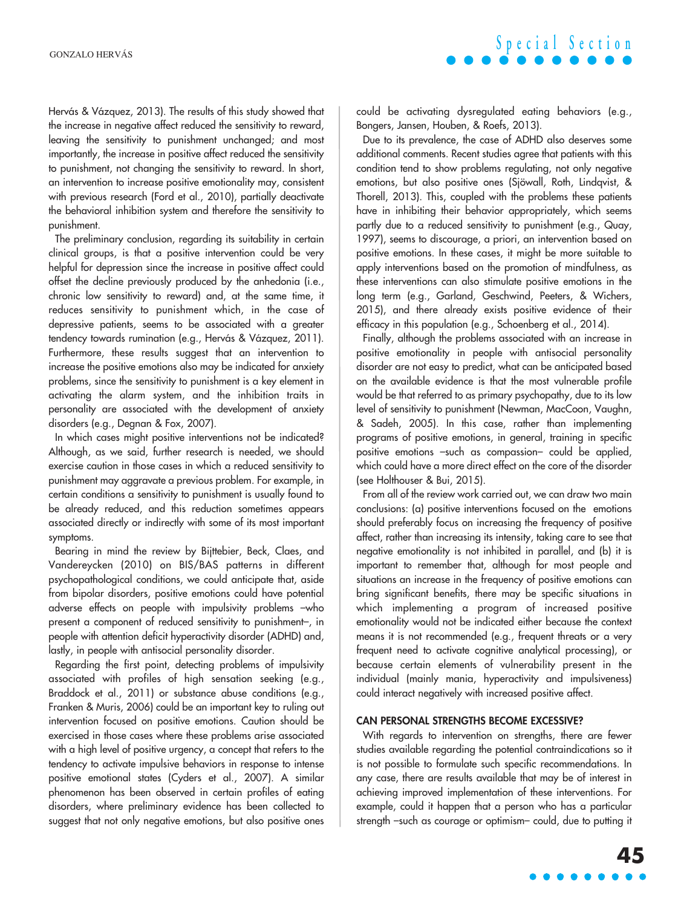Hervás & Vázquez, 2013). The results of this study showed that the increase in negative affect reduced the sensitivity to reward, leaving the sensitivity to punishment unchanged; and most importantly, the increase in positive affect reduced the sensitivity to punishment, not changing the sensitivity to reward. In short, an intervention to increase positive emotionality may, consistent with previous research (Ford et al., 2010), partially deactivate the behavioral inhibition system and therefore the sensitivity to punishment.

The preliminary conclusion, regarding its suitability in certain clinical groups, is that a positive intervention could be very helpful for depression since the increase in positive affect could offset the decline previously produced by the anhedonia (i.e., chronic low sensitivity to reward) and, at the same time, it reduces sensitivity to punishment which, in the case of depressive patients, seems to be associated with a greater tendency towards rumination (e.g., Hervás & Vázquez, 2011). Furthermore, these results suggest that an intervention to increase the positive emotions also may be indicated for anxiety problems, since the sensitivity to punishment is a key element in activating the alarm system, and the inhibition traits in personality are associated with the development of anxiety disorders (e.g., Degnan & Fox, 2007).

In which cases might positive interventions not be indicated? Although, as we said, further research is needed, we should exercise caution in those cases in which a reduced sensitivity to punishment may aggravate a previous problem. For example, in certain conditions a sensitivity to punishment is usually found to be already reduced, and this reduction sometimes appears associated directly or indirectly with some of its most important symptoms.

Bearing in mind the review by Bijttebier, Beck, Claes, and Vandereycken (2010) on BIS/BAS patterns in different psychopathological conditions, we could anticipate that, aside from bipolar disorders, positive emotions could have potential adverse effects on people with impulsivity problems –who present a component of reduced sensitivity to punishment–, in people with attention deficit hyperactivity disorder (ADHD) and, lastly, in people with antisocial personality disorder.

Regarding the first point, detecting problems of impulsivity associated with profiles of high sensation seeking (e.g., Braddock et al., 2011) or substance abuse conditions (e.g., Franken & Muris, 2006) could be an important key to ruling out intervention focused on positive emotions. Caution should be exercised in those cases where these problems arise associated with a high level of positive urgency, a concept that refers to the tendency to activate impulsive behaviors in response to intense positive emotional states (Cyders et al., 2007). A similar phenomenon has been observed in certain profiles of eating disorders, where preliminary evidence has been collected to suggest that not only negative emotions, but also positive ones could be activating dysregulated eating behaviors (e.g., Bongers, Jansen, Houben, & Roefs, 2013).

Due to its prevalence, the case of ADHD also deserves some additional comments. Recent studies agree that patients with this condition tend to show problems regulating, not only negative emotions, but also positive ones (Sjöwall, Roth, Lindqvist, & Thorell, 2013). This, coupled with the problems these patients have in inhibiting their behavior appropriately, which seems partly due to a reduced sensitivity to punishment (e.g., Quay, 1997), seems to discourage, a priori, an intervention based on positive emotions. In these cases, it might be more suitable to apply interventions based on the promotion of mindfulness, as these interventions can also stimulate positive emotions in the long term (e.g., Garland, Geschwind, Peeters, & Wichers, 2015), and there already exists positive evidence of their efficacy in this population (e.g., Schoenberg et al., 2014).

Finally, although the problems associated with an increase in positive emotionality in people with antisocial personality disorder are not easy to predict, what can be anticipated based on the available evidence is that the most vulnerable profile would be that referred to as primary psychopathy, due to its low level of sensitivity to punishment (Newman, MacCoon, Vaughn, & Sadeh, 2005). In this case, rather than implementing programs of positive emotions, in general, training in specific positive emotions –such as compassion– could be applied, which could have a more direct effect on the core of the disorder (see Holthouser & Bui, 2015).

From all of the review work carried out, we can draw two main conclusions: (a) positive interventions focused on the emotions should preferably focus on increasing the frequency of positive affect, rather than increasing its intensity, taking care to see that negative emotionality is not inhibited in parallel, and (b) it is important to remember that, although for most people and situations an increase in the frequency of positive emotions can bring significant benefits, there may be specific situations in which implementing a program of increased positive emotionality would not be indicated either because the context means it is not recommended (e.g., frequent threats or a very frequent need to activate cognitive analytical processing), or because certain elements of vulnerability present in the individual (mainly mania, hyperactivity and impulsiveness) could interact negatively with increased positive affect.

## CAN PERSONAL STRENGTHS BECOME EXCESSIVE?

With regards to intervention on strengths, there are fewer studies available regarding the potential contraindications so it is not possible to formulate such specific recommendations. In any case, there are results available that may be of interest in achieving improved implementation of these interventions. For example, could it happen that a person who has a particular strength –such as courage or optimism– could, due to putting it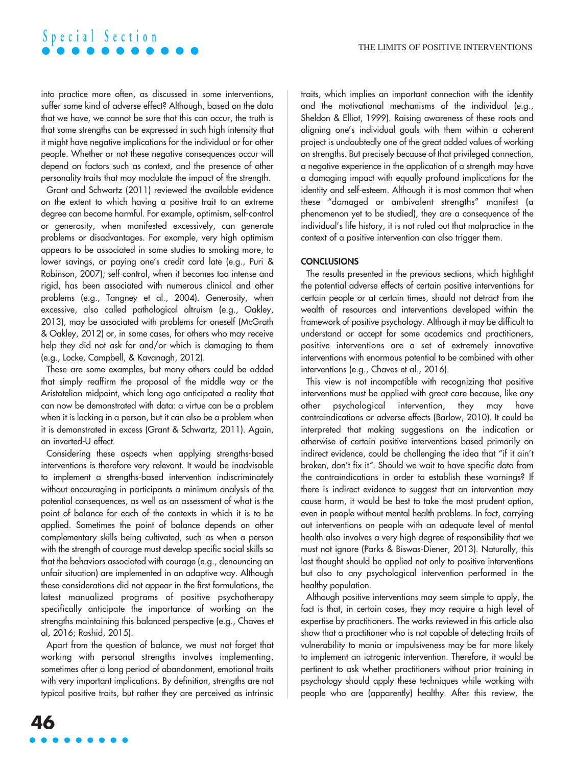into practice more often, as discussed in some interventions, suffer some kind of adverse effect? Although, based on the data that we have, we cannot be sure that this can occur, the truth is that some strengths can be expressed in such high intensity that it might have negative implications for the individual or for other people. Whether or not these negative consequences occur will depend on factors such as context, and the presence of other personality traits that may modulate the impact of the strength.

Grant and Schwartz (2011) reviewed the available evidence on the extent to which having a positive trait to an extreme degree can become harmful. For example, optimism, self-control or generosity, when manifested excessively, can generate problems or disadvantages. For example, very high optimism appears to be associated in some studies to smoking more, to lower savings, or paying one's credit card late (e.g., Puri & Robinson, 2007); self-control, when it becomes too intense and rigid, has been associated with numerous clinical and other problems (e.g., Tangney et al., 2004). Generosity, when excessive, also called pathological altruism (e.g., Oakley, 2013), may be associated with problems for oneself (McGrath & Oakley, 2012) or, in some cases, for others who may receive help they did not ask for and/or which is damaging to them (e.g., Locke, Campbell, & Kavanagh, 2012).

These are some examples, but many others could be added that simply reaffirm the proposal of the middle way or the Aristotelian midpoint, which long ago anticipated a reality that can now be demonstrated with data: a virtue can be a problem when it is lacking in a person, but it can also be a problem when it is demonstrated in excess (Grant & Schwartz, 2011). Again, an inverted-U effect.

Considering these aspects when applying strengths-based interventions is therefore very relevant. It would be inadvisable to implement a strengths-based intervention indiscriminately without encouraging in participants a minimum analysis of the potential consequences, as well as an assessment of what is the point of balance for each of the contexts in which it is to be applied. Sometimes the point of balance depends on other complementary skills being cultivated, such as when a person with the strength of courage must develop specific social skills so that the behaviors associated with courage (e.g., denouncing an unfair situation) are implemented in an adaptive way. Although these considerations did not appear in the first formulations, the latest manualized programs of positive psychotherapy specifically anticipate the importance of working on the strengths maintaining this balanced perspective (e.g., Chaves et al, 2016; Rashid, 2015).

Apart from the question of balance, we must not forget that working with personal strengths involves implementing, sometimes after a long period of abandonment, emotional traits with very important implications. By definition, strengths are not typical positive traits, but rather they are perceived as intrinsic traits, which implies an important connection with the identity and the motivational mechanisms of the individual (e.g., Sheldon & Elliot, 1999). Raising awareness of these roots and aligning one's individual goals with them within a coherent project is undoubtedly one of the great added values of working on strengths. But precisely because of that privileged connection, a negative experience in the application of a strength may have a damaging impact with equally profound implications for the identity and self-esteem. Although it is most common that when these "damaged or ambivalent strengths" manifest (a phenomenon yet to be studied), they are a consequence of the individual's life history, it is not ruled out that malpractice in the context of a positive intervention can also trigger them.

## CONCLUSIONS

The results presented in the previous sections, which highlight the potential adverse effects of certain positive interventions for certain people or at certain times, should not detract from the wealth of resources and interventions developed within the framework of positive psychology. Although it may be difficult to understand or accept for some academics and practitioners, positive interventions are a set of extremely innovative interventions with enormous potential to be combined with other interventions (e.g., Chaves et al., 2016).

This view is not incompatible with recognizing that positive interventions must be applied with great care because, like any other psychological intervention, they may have contraindications or adverse effects (Barlow, 2010). It could be interpreted that making suggestions on the indication or otherwise of certain positive interventions based primarily on indirect evidence, could be challenging the idea that "if it ain't broken, don't fix it". Should we wait to have specific data from the contraindications in order to establish these warnings? If there is indirect evidence to suggest that an intervention may cause harm, it would be best to take the most prudent option, even in people without mental health problems. In fact, carrying out interventions on people with an adequate level of mental health also involves a very high degree of responsibility that we must not ignore (Parks & Biswas-Diener, 2013). Naturally, this last thought should be applied not only to positive interventions but also to any psychological intervention performed in the healthy population.

Although positive interventions may seem simple to apply, the fact is that, in certain cases, they may require a high level of expertise by practitioners. The works reviewed in this article also show that a practitioner who is not capable of detecting traits of vulnerability to mania or impulsiveness may be far more likely to implement an iatrogenic intervention. Therefore, it would be pertinent to ask whether practitioners without prior training in psychology should apply these techniques while working with people who are (apparently) healthy. After this review, the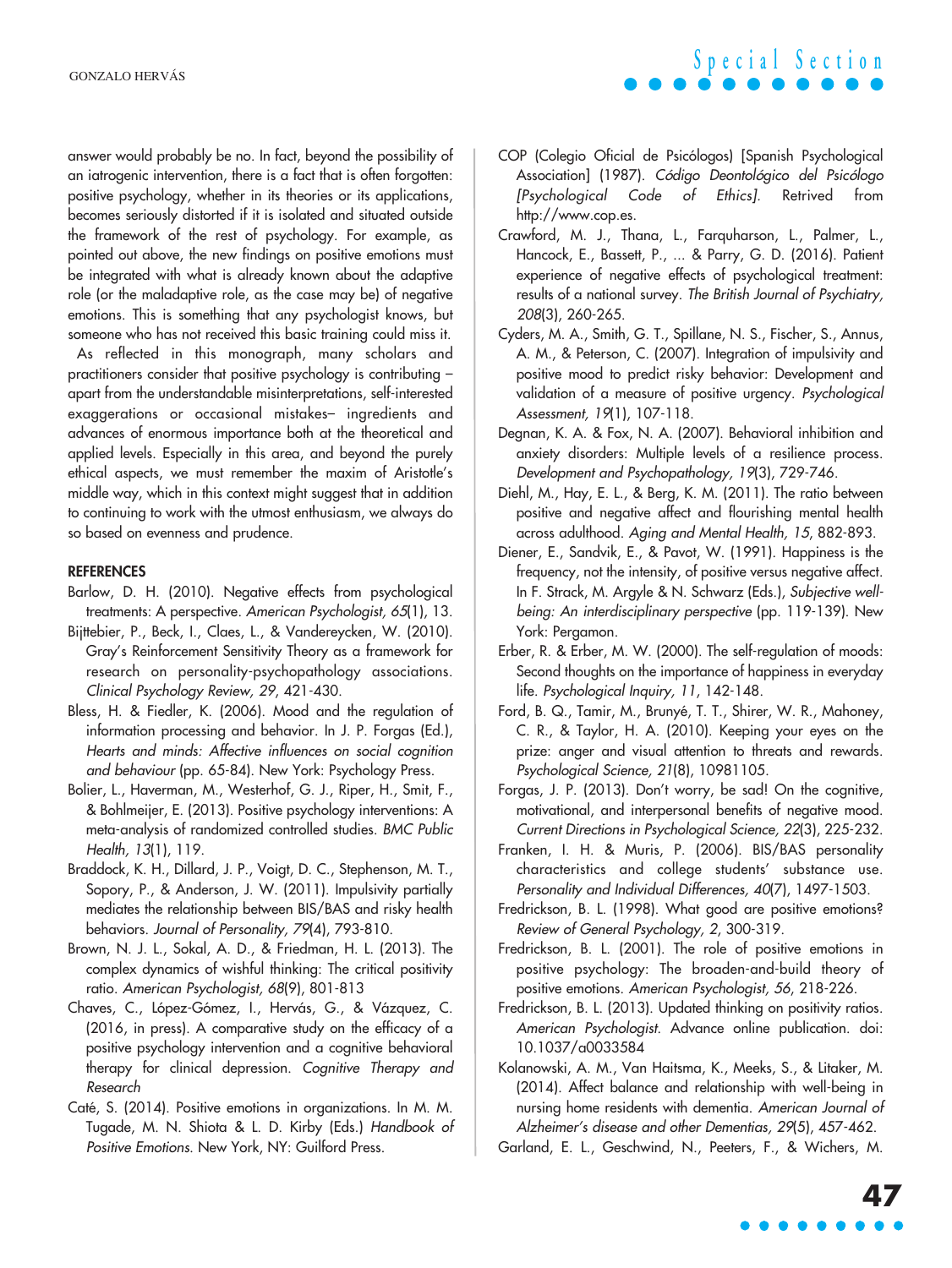answer would probably be no. In fact, beyond the possibility of an iatrogenic intervention, there is a fact that is often forgotten: positive psychology, whether in its theories or its applications, becomes seriously distorted if it is isolated and situated outside the framework of the rest of psychology. For example, as pointed out above, the new findings on positive emotions must be integrated with what is already known about the adaptive role (or the maladaptive role, as the case may be) of negative emotions. This is something that any psychologist knows, but someone who has not received this basic training could miss it.

As reflected in this monograph, many scholars and practitioners consider that positive psychology is contributing –apart from the understandable misinterpretations, self-interested exaggerations or occasional mistakes– ingredients and advances of enormous importance both at the theoretical and applied levels. Especially in this area, and beyond the purely ethical aspects, we must remember the maxim of Aristotle's middle way, which in this context might suggest that in addition to continuing to work with the utmost enthusiasm, we always do so based on evenness and prudence.

## REFERENCES

Barlow, D. H. (2010). Negative effects from psychological treatments: A perspective. *American Psychologist, 65*(1), 13.

Bijttebier, P., Beck, I., Claes, L., & Vandereycken, W. (2010). Gray's Reinforcement Sensitivity Theory as a framework for research on personality-psychopathology associations. *Clinical Psychology Review, 29*, 421-430.

Bless, H. & Fiedler, K. (2006). Mood and the regulation of information processing and behavior. In J. P. Forgas (Ed.), *Hearts and minds: Affective influences on social cognition and behaviour* (pp. 65-84). New York: Psychology Press.

Bolier, L., Haverman, M., Westerhof, G. J., Riper, H., Smit, F., & Bohlmeijer, E. (2013). Positive psychology interventions: A meta-analysis of randomized controlled studies. *BMC Public Health, 13*(1), 119.

Braddock, K. H., Dillard, J. P., Voigt, D. C., Stephenson, M. T., Sopory, P., & Anderson, J. W. (2011). Impulsivity partially mediates the relationship between BIS/BAS and risky health behaviors. *Journal of Personality, 79*(4), 793-810.

Brown, N. J. L., Sokal, A. D., & Friedman, H. L. (2013). The complex dynamics of wishful thinking: The critical positivity ratio. *American Psychologist, 68*(9), 801-813

Chaves, C., López-Gómez, I., Hervás, G., & Vázquez, C. (2016, in press). A comparative study on the efficacy of a positive psychology intervention and a cognitive behavioral therapy for clinical depression. *Cognitive Therapy and Research*

Caté, S. (2014). Positive emotions in organizations. In M. M. Tugade, M. N. Shiota & L. D. Kirby (Eds.) *Handbook of Positive Emotions.* New York, NY: Guilford Press.

COP (Colegio Oficial de Psicólogos) [Spanish Psychological Association] (1987). *Código Deontológico del Psicólogo [Psychological Code of Ethics].* Retrived from http://www.cop.es.

Crawford, M. J., Thana, L., Farquharson, L., Palmer, L., Hancock, E., Bassett, P., ... & Parry, G. D. (2016). Patient experience of negative effects of psychological treatment: results of a national survey. *The British Journal of Psychiatry, 208*(3), 260-265.

Cyders, M. A., Smith, G. T., Spillane, N. S., Fischer, S., Annus, A. M., & Peterson, C. (2007). Integration of impulsivity and positive mood to predict risky behavior: Development and validation of a measure of positive urgency. *Psychological Assessment, 19*(1), 107-118.

Degnan, K. A. & Fox, N. A. (2007). Behavioral inhibition and anxiety disorders: Multiple levels of a resilience process. *Development and Psychopathology, 19*(3), 729-746.

Diehl, M., Hay, E. L., & Berg, K. M. (2011). The ratio between positive and negative affect and flourishing mental health across adulthood. *Aging and Mental Health, 15*, 882-893.

Diener, E., Sandvik, E., & Pavot, W. (1991). Happiness is the frequency, not the intensity, of positive versus negative affect. In F. Strack, M. Argyle & N. Schwarz (Eds.), *Subjective well-being: An interdisciplinary perspective* (pp. 119-139). New York: Pergamon.

Erber, R. & Erber, M. W. (2000). The self-regulation of moods: Second thoughts on the importance of happiness in everyday life. *Psychological Inquiry, 11*, 142-148.

Ford, B. Q., Tamir, M., Brunyé, T. T., Shirer, W. R., Mahoney, C. R., & Taylor, H. A. (2010). Keeping your eyes on the prize: anger and visual attention to threats and rewards. *Psychological Science, 21*(8), 10981105.

Forgas, J. P. (2013). Don't worry, be sad! On the cognitive, motivational, and interpersonal benefits of negative mood. *Current Directions in Psychological Science, 22*(3), 225-232.

Franken, I. H. & Muris, P. (2006). BIS/BAS personality characteristics and college students' substance use. *Personality and Individual Differences, 40*(7), 1497-1503.

Fredrickson, B. L. (1998). What good are positive emotions? *Review of General Psychology, 2*, 300-319.

Fredrickson, B. L. (2001). The role of positive emotions in positive psychology: The broaden-and-build theory of positive emotions. *American Psychologist, 56*, 218-226.

Fredrickson, B. L. (2013). Updated thinking on positivity ratios. *American Psychologist.* Advance online publication. doi: 10.1037/a0033584

Kolanowski, A. M., Van Haitsma, K., Meeks, S., & Litaker, M. (2014). Affect balance and relationship with well-being in nursing home residents with dementia. *American Journal of Alzheimer's disease and other Dementias, 29*(5), 457-462.

Garland, E. L., Geschwind, N., Peeters, F., & Wichers, M.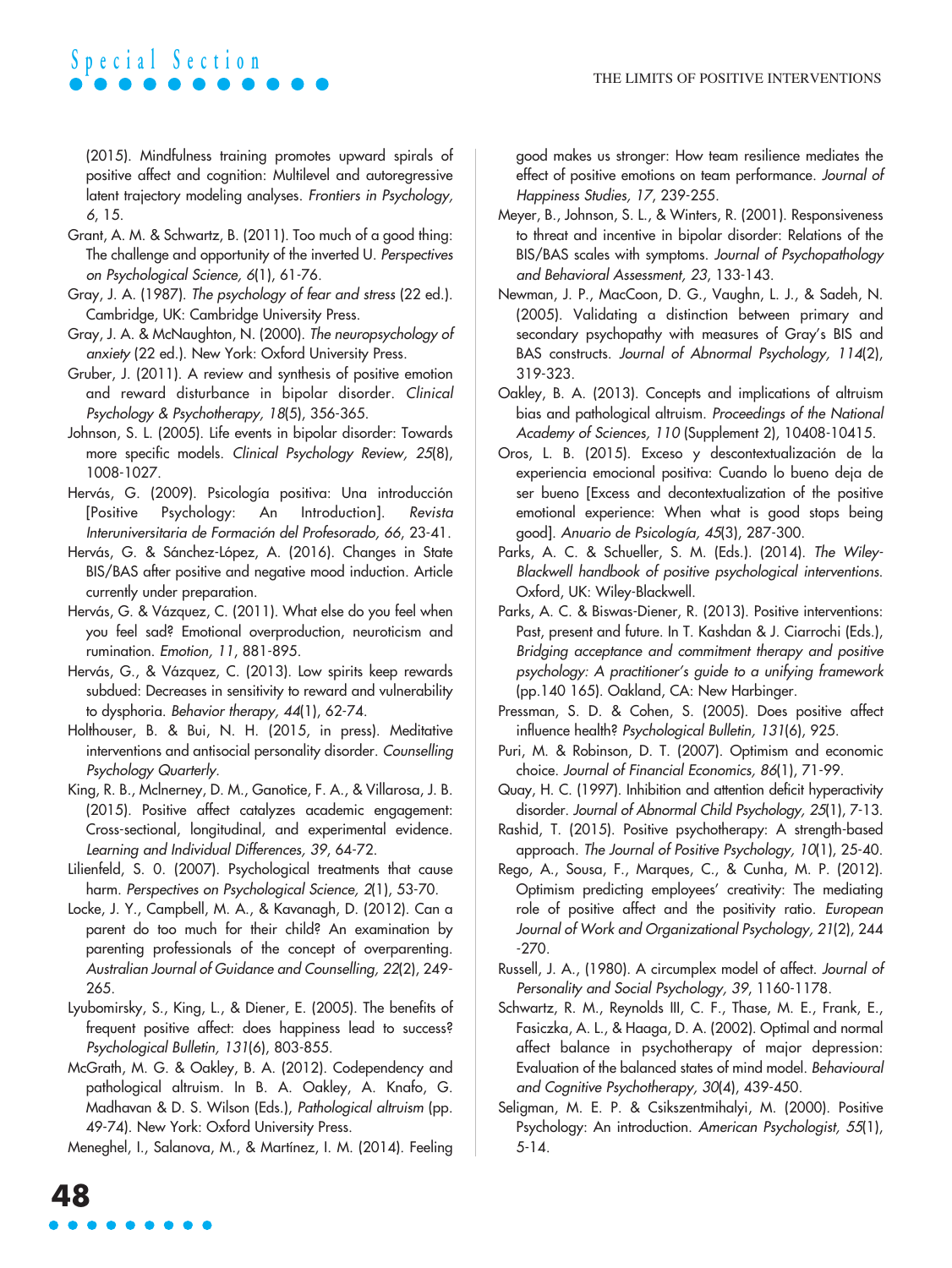(2015). Mindfulness training promotes upward spirals of positive affect and cognition: Multilevel and autoregressive latent trajectory modeling analyses. *Frontiers in Psychology, 6*, 15.

Grant, A. M. & Schwartz, B. (2011). Too much of a good thing: The challenge and opportunity of the inverted U. *Perspectives on Psychological Science, 6*(1), 61-76.

Gray, J. A. (1987). *The psychology of fear and stress* (22 ed.). Cambridge, UK: Cambridge University Press.

Gray, J. A. & McNaughton, N. (2000). *The neuropsychology of anxiety* (22 ed.). New York: Oxford University Press.

Gruber, J. (2011). A review and synthesis of positive emotion and reward disturbance in bipolar disorder. *Clinical Psychology & Psychotherapy, 18*(5), 356-365.

Johnson, S. L. (2005). Life events in bipolar disorder: Towards more specific models. *Clinical Psychology Review, 25*(8), 1008-1027.

Hervás, G. (2009). Psicología positiva: Una introducción [Positive Psychology: An Introduction]. *Revista Interuniversitaria de Formación del Profesorado, 66*, 23-41.

Hervás, G. & Sánchez-López, A. (2016). Changes in State BIS/BAS after positive and negative mood induction. Article currently under preparation.

Hervás, G. & Vázquez, C. (2011). What else do you feel when you feel sad? Emotional overproduction, neuroticism and rumination. *Emotion, 11*, 881-895.

Hervás, G., & Vázquez, C. (2013). Low spirits keep rewards subdued: Decreases in sensitivity to reward and vulnerability to dysphoria. *Behavior therapy, 44*(1), 62-74.

Holthouser, B. & Bui, N. H. (2015, in press). Meditative interventions and antisocial personality disorder. *Counselling Psychology Quarterly*.

King, R. B., Mclnerney, D. M., Ganotice, F. A., & Villarosa, J. B. (2015). Positive affect catalyzes academic engagement: Cross-sectional, longitudinal, and experimental evidence. *Learning and Individual Differences, 39*, 64-72.

Lilienfeld, S. 0. (2007). Psychological treatments that cause harm. *Perspectives on Psychological Science, 2*(1), 53-70.

Locke, J. Y., Campbell, M. A., & Kavanagh, D. (2012). Can a parent do too much for their child? An examination by parenting professionals of the concept of overparenting. *Australian Journal of Guidance and Counselling, 22*(2), 249-265.

Lyubomirsky, S., King, L., & Diener, E. (2005). The benefits of frequent positive affect: does happiness lead to success? *Psychological Bulletin, 131*(6), 803-855.

McGrath, M. G. & Oakley, B. A. (2012). Codependency and pathological altruism. In B. A. Oakley, A. Knafo, G. Madhavan & D. S. Wilson (Eds.), *Pathological altruism* (pp. 49-74). New York: Oxford University Press.

Meneghel, I., Salanova, M., & Martínez, I. M. (2014). Feeling good makes us stronger: How team resilience mediates the effect of positive emotions on team performance. *Journal of Happiness Studies, 17*, 239-255.

Meyer, B., Johnson, S. L., & Winters, R. (2001). Responsiveness to threat and incentive in bipolar disorder: Relations of the BIS/BAS scales with symptoms. *Journal of Psychopathology and Behavioral Assessment, 23*, 133-143.

Newman, J. P., MacCoon, D. G., Vaughn, L. J., & Sadeh, N. (2005). Validating a distinction between primary and secondary psychopathy with measures of Gray's BIS and BAS constructs. *Journal of Abnormal Psychology, 114*(2), 319-323.

Oakley, B. A. (2013). Concepts and implications of altruism bias and pathological altruism. *Proceedings of the National Academy of Sciences, 110* (Supplement 2), 10408-10415.

Oros, L. B. (2015). Exceso y descontextualización de la experiencia emocional positiva: Cuando lo bueno deja de ser bueno [Excess and decontextualization of the positive emotional experience: When what is good stops being good]. *Anuario de Psicología, 45*(3), 287-300.

Parks, A. C. & Schueller, S. M. (Eds.). (2014). *The Wiley-Blackwell handbook of positive psychological interventions.* Oxford, UK: Wiley-Blackwell.

Parks, A. C. & Biswas-Diener, R. (2013). Positive interventions: Past, present and future. In T. Kashdan & J. Ciarrochi (Eds.), *Bridging acceptance and commitment therapy and positive psychology: A practitioner's guide to a unifying framework* (pp.140 165). Oakland, CA: New Harbinger.

Pressman, S. D. & Cohen, S. (2005). Does positive affect influence health? *Psychological Bulletin, 131*(6), 925.

Puri, M. & Robinson, D. T. (2007). Optimism and economic choice. *Journal of Financial Economics, 86*(1), 71-99.

Quay, H. C. (1997). Inhibition and attention deficit hyperactivity disorder. *Journal of Abnormal Child Psychology, 25*(1), 7-13.

Rashid, T. (2015). Positive psychotherapy: A strength-based approach. *The Journal of Positive Psychology, 10*(1), 25-40.

Rego, A., Sousa, F., Marques, C., & Cunha, M. P. (2012). Optimism predicting employees' creativity: The mediating role of positive affect and the positivity ratio. *European Journal of Work and Organizational Psychology, 21*(2), 244 -270.

Russell, J. A., (1980). A circumplex model of affect. *Journal of Personality and Social Psychology, 39*, 1160-1178.

Schwartz, R. M., Reynolds III, C. F., Thase, M. E., Frank, E., Fasiczka, A. L., & Haaga, D. A. (2002). Optimal and normal affect balance in psychotherapy of major depression: Evaluation of the balanced states of mind model. *Behavioural and Cognitive Psychotherapy, 30*(4), 439-450.

Seligman, M. E. P. & Csikszentmihalyi, M. (2000). Positive Psychology: An introduction. *American Psychologist, 55*(1), 5-14.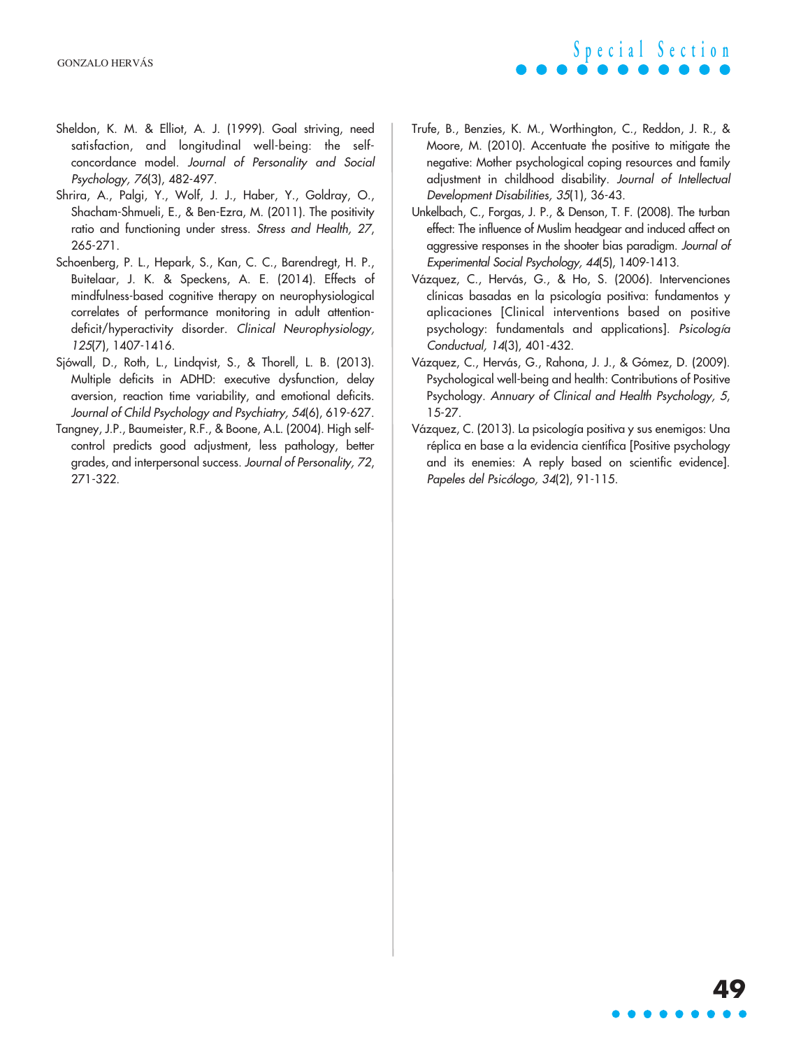Sheldon, K. M. & Elliot, A. J. (1999). Goal striving, need satisfaction, and longitudinal well-being: the self-concordance model. *Journal of Personality and Social Psychology, 76*(3), 482-497.

Shrira, A., Palgi, Y., Wolf, J. J., Haber, Y., Goldray, O., Shacham-Shmueli, E., & Ben-Ezra, M. (2011). The positivity ratio and functioning under stress. *Stress and Health, 27*, 265-271.

Schoenberg, P. L., Hepark, S., Kan, C. C., Barendregt, H. P., Buitelaar, J. K. & Speckens, A. E. (2014). Effects of mindfulness-based cognitive therapy on neurophysiological correlates of performance monitoring in adult attention-deficit/hyperactivity disorder. *Clinical Neurophysiology, 125*(7), 1407-1416.

Sjöwall, D., Roth, L., Lindqvist, S., & Thorell, L. B. (2013). Multiple deficits in ADHD: executive dysfunction, delay aversion, reaction time variability, and emotional deficits. *Journal of Child Psychology and Psychiatry, 54*(6), 619-627.

Tangney, J.P., Baumeister, R.F., & Boone, A.L. (2004). High self-control predicts good adjustment, less pathology, better grades, and interpersonal success. *Journal of Personality, 72*, 271-322.

Trufe, B., Benzies, K. M., Worthington, C., Reddon, J. R., & Moore, M. (2010). Accentuate the positive to mitigate the negative: Mother psychological coping resources and family adjustment in childhood disability. *Journal of Intellectual Development Disabilities, 35*(1), 36-43.

Unkelbach, C., Forgas, J. P., & Denson, T. F. (2008). The turban effect: The influence of Muslim headgear and induced affect on aggressive responses in the shooter bias paradigm. *Journal of Experimental Social Psychology, 44*(5), 1409-1413.

Vázquez, C., Hervás, G., & Ho, S. (2006). Intervenciones clínicas basadas en la psicología positiva: fundamentos y aplicaciones [Clinical interventions based on positive psychology: fundamentals and applications]. *Psicología Conductual, 14*(3), 401-432.

Vázquez, C., Hervás, G., Rahona, J. J., & Gómez, D. (2009). Psychological well-being and health: Contributions of Positive Psychology. *Annuary of Clinical and Health Psychology, 5*, 15-27.

Vázquez, C. (2013). La psicología positiva y sus enemigos: Una réplica en base a la evidencia científica [Positive psychology and its enemies: A reply based on scientific evidence]. *Papeles del Psicólogo, 34*(2), 91-115.